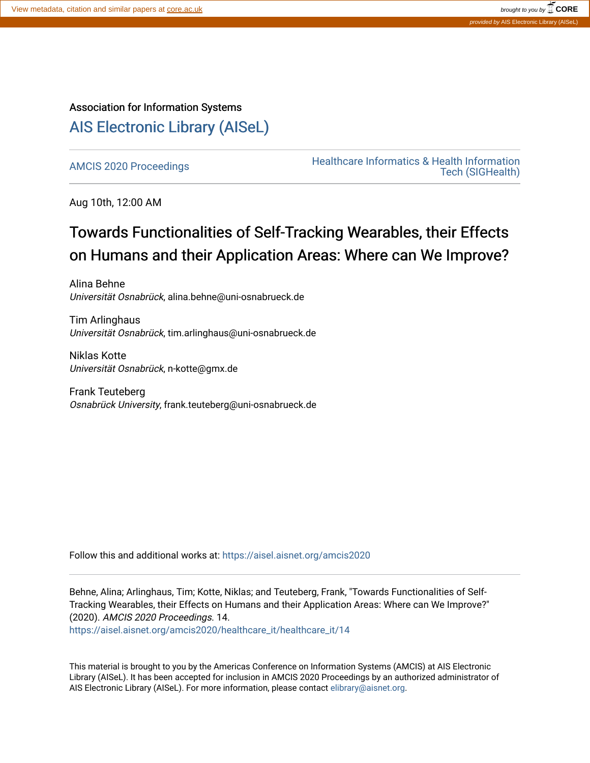View metadata, citation and similar papers at core.ac.uk

brought to you by CORE

provided by AIS Electronic Library (AISeL)

Association for Information Systems

# AIS Electronic Library (AISeL)

AMCIS 2020 Proceedings

Healthcare Informatics & Health Information Tech (SIGHealth)

Aug 10th, 12:00 AM

# Towards Functionalities of Self-Tracking Wearables, their Effects on Humans and their Application Areas: Where can We Improve?

Alina Behne
*Universität Osnabrück*, alina.behne@uni-osnabrueck.de

Tim Arlinghaus
*Universität Osnabrück*, tim.arlinghaus@uni-osnabrueck.de

Niklas Kotte
*Universität Osnabrück*, n-kotte@gmx.de

Frank Teuteberg
*Osnabrück University*, frank.teuteberg@uni-osnabrueck.de

Follow this and additional works at: https://aisel.aisnet.org/amcis2020

Behne, Alina; Arlinghaus, Tim; Kotte, Niklas; and Teuteberg, Frank, "Towards Functionalities of Self-Tracking Wearables, their Effects on Humans and their Application Areas: Where can We Improve?" (2020). *AMCIS 2020 Proceedings*. 14.
https://aisel.aisnet.org/amcis2020/healthcare_it/healthcare_it/14

This material is brought to you by the Americas Conference on Information Systems (AMCIS) at AIS Electronic Library (AISeL). It has been accepted for inclusion in AMCIS 2020 Proceedings by an authorized administrator of AIS Electronic Library (AISeL). For more information, please contact elibrary@aisnet.org.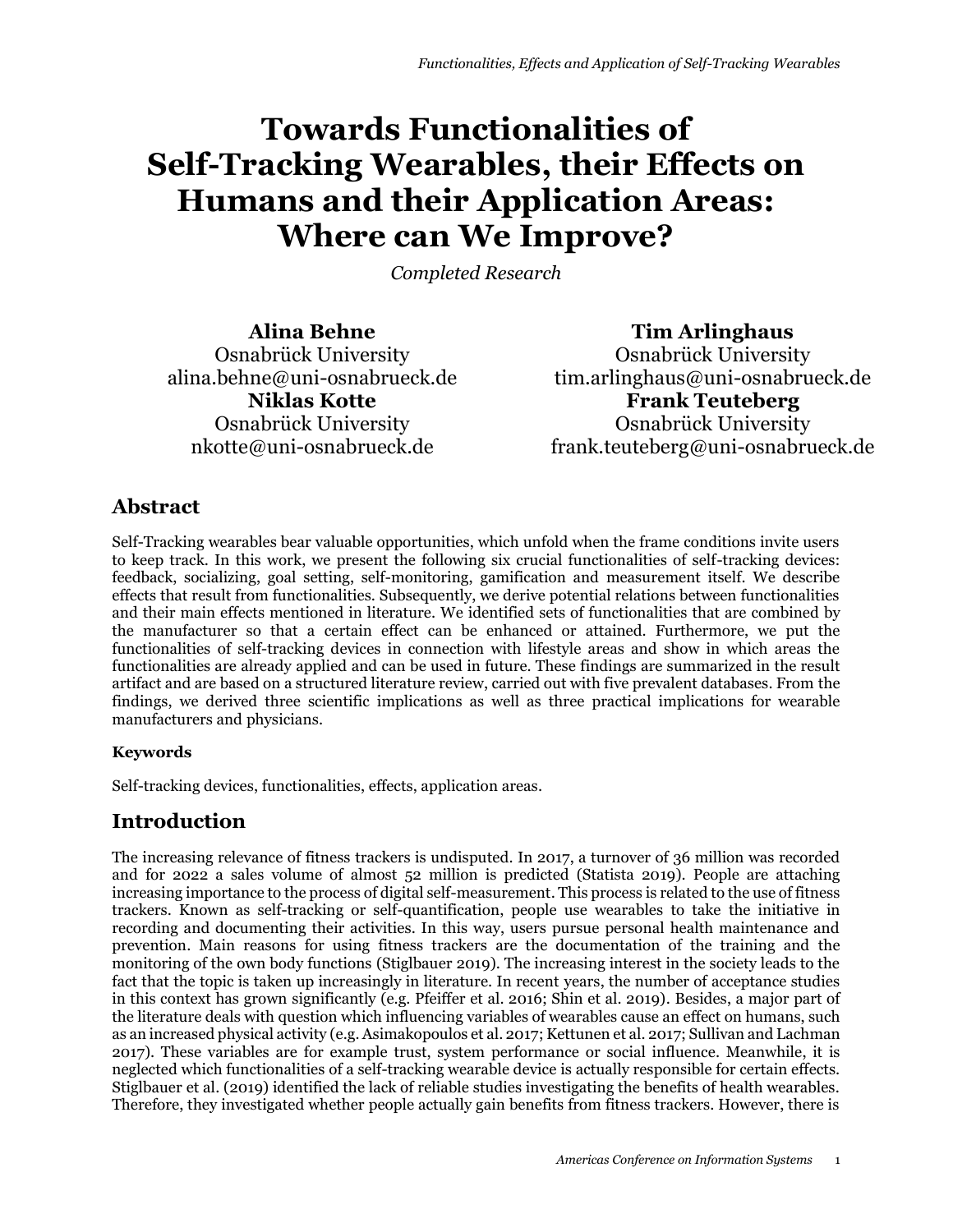# Towards Functionalities of Self-Tracking Wearables, their Effects on Humans and their Application Areas: Where can We Improve?

*Completed Research*

**Alina Behne**
Osnabrück University
alina.behne@uni-osnabrueck.de

**Tim Arlinghaus**
Osnabrück University
tim.arlinghaus@uni-osnabrueck.de

**Niklas Kotte**
Osnabrück University
nkotte@uni-osnabrueck.de

**Frank Teuteberg**
Osnabrück University
frank.teuteberg@uni-osnabrueck.de

## Abstract

Self-Tracking wearables bear valuable opportunities, which unfold when the frame conditions invite users to keep track. In this work, we present the following six crucial functionalities of self-tracking devices: feedback, socializing, goal setting, self-monitoring, gamification and measurement itself. We describe effects that result from functionalities. Subsequently, we derive potential relations between functionalities and their main effects mentioned in literature. We identified sets of functionalities that are combined by the manufacturer so that a certain effect can be enhanced or attained. Furthermore, we put the functionalities of self-tracking devices in connection with lifestyle areas and show in which areas the functionalities are already applied and can be used in future. These findings are summarized in the result artifact and are based on a structured literature review, carried out with five prevalent databases. From the findings, we derived three scientific implications as well as three practical implications for wearable manufacturers and physicians.

### Keywords

Self-tracking devices, functionalities, effects, application areas.

## Introduction

The increasing relevance of fitness trackers is undisputed. In 2017, a turnover of 36 million was recorded and for 2022 a sales volume of almost 52 million is predicted (Statista 2019). People are attaching increasing importance to the process of digital self-measurement. This process is related to the use of fitness trackers. Known as self-tracking or self-quantification, people use wearables to take the initiative in recording and documenting their activities. In this way, users pursue personal health maintenance and prevention. Main reasons for using fitness trackers are the documentation of the training and the monitoring of the own body functions (Stiglbauer 2019). The increasing interest in the society leads to the fact that the topic is taken up increasingly in literature. In recent years, the number of acceptance studies in this context has grown significantly (e.g. Pfeiffer et al. 2016; Shin et al. 2019). Besides, a major part of the literature deals with question which influencing variables of wearables cause an effect on humans, such as an increased physical activity (e.g. Asimakopoulos et al. 2017; Kettunen et al. 2017; Sullivan and Lachman 2017). These variables are for example trust, system performance or social influence. Meanwhile, it is neglected which functionalities of a self-tracking wearable device is actually responsible for certain effects. Stiglbauer et al. (2019) identified the lack of reliable studies investigating the benefits of health wearables. Therefore, they investigated whether people actually gain benefits from fitness trackers. However, there is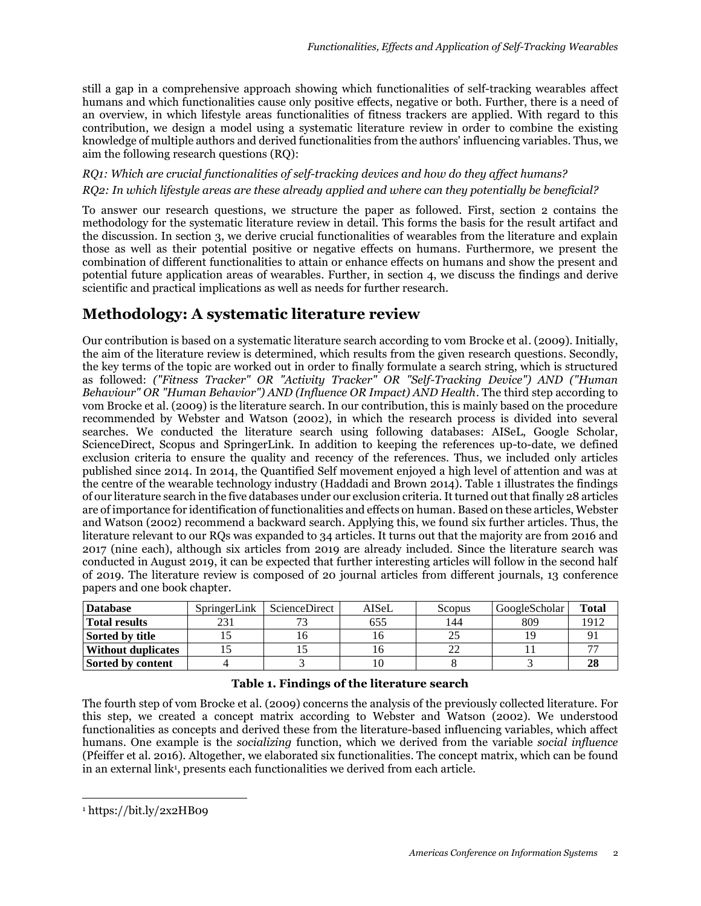still a gap in a comprehensive approach showing which functionalities of self-tracking wearables affect humans and which functionalities cause only positive effects, negative or both. Further, there is a need of an overview, in which lifestyle areas functionalities of fitness trackers are applied. With regard to this contribution, we design a model using a systematic literature review in order to combine the existing knowledge of multiple authors and derived functionalities from the authors' influencing variables. Thus, we aim the following research questions (RQ):

*RQ1: Which are crucial functionalities of self-tracking devices and how do they affect humans?*

*RQ2: In which lifestyle areas are these already applied and where can they potentially be beneficial?*

To answer our research questions, we structure the paper as followed. First, section 2 contains the methodology for the systematic literature review in detail. This forms the basis for the result artifact and the discussion. In section 3, we derive crucial functionalities of wearables from the literature and explain those as well as their potential positive or negative effects on humans. Furthermore, we present the combination of different functionalities to attain or enhance effects on humans and show the present and potential future application areas of wearables. Further, in section 4, we discuss the findings and derive scientific and practical implications as well as needs for further research.

## Methodology: A systematic literature review

Our contribution is based on a systematic literature search according to vom Brocke et al. (2009). Initially, the aim of the literature review is determined, which results from the given research questions. Secondly, the key terms of the topic are worked out in order to finally formulate a search string, which is structured as followed: *("Fitness Tracker" OR "Activity Tracker" OR "Self-Tracking Device") AND ("Human Behaviour" OR "Human Behavior") AND (Influence OR Impact) AND Health*. The third step according to vom Brocke et al. (2009) is the literature search. In our contribution, this is mainly based on the procedure recommended by Webster and Watson (2002), in which the research process is divided into several searches. We conducted the literature search using following databases: AISeL, Google Scholar, ScienceDirect, Scopus and SpringerLink. In addition to keeping the references up-to-date, we defined exclusion criteria to ensure the quality and recency of the references. Thus, we included only articles published since 2014. In 2014, the Quantified Self movement enjoyed a high level of attention and was at the centre of the wearable technology industry (Haddadi and Brown 2014). Table 1 illustrates the findings of our literature search in the five databases under our exclusion criteria. It turned out that finally 28 articles are of importance for identification of functionalities and effects on human. Based on these articles, Webster and Watson (2002) recommend a backward search. Applying this, we found six further articles. Thus, the literature relevant to our RQs was expanded to 34 articles. It turns out that the majority are from 2016 and 2017 (nine each), although six articles from 2019 are already included. Since the literature search was conducted in August 2019, it can be expected that further interesting articles will follow in the second half of 2019. The literature review is composed of 20 journal articles from different journals, 13 conference papers and one book chapter.

| **Database** | SpringerLink | ScienceDirect | AISeL | Scopus | GoogleScholar | **Total** |
|---|---|---|---|---|---|---|
| **Total results** | 231 | 73 | 655 | 144 | 809 | 1912 |
| **Sorted by title** | 15 | 16 | 16 | 25 | 19 | 91 |
| **Without duplicates** | 15 | 15 | 16 | 22 | 11 | 77 |
| **Sorted by content** | 4 | 3 | 10 | 8 | 3 | **28** |

**Table 1. Findings of the literature search**

The fourth step of vom Brocke et al. (2009) concerns the analysis of the previously collected literature. For this step, we created a concept matrix according to Webster and Watson (2002). We understood functionalities as concepts and derived these from the literature-based influencing variables, which affect humans. One example is the *socializing* function, which we derived from the variable *social influence* (Pfeiffer et al. 2016). Altogether, we elaborated six functionalities. The concept matrix, which can be found in an external link[1], presents each functionalities we derived from each article.

[1] https://bit.ly/2x2HB09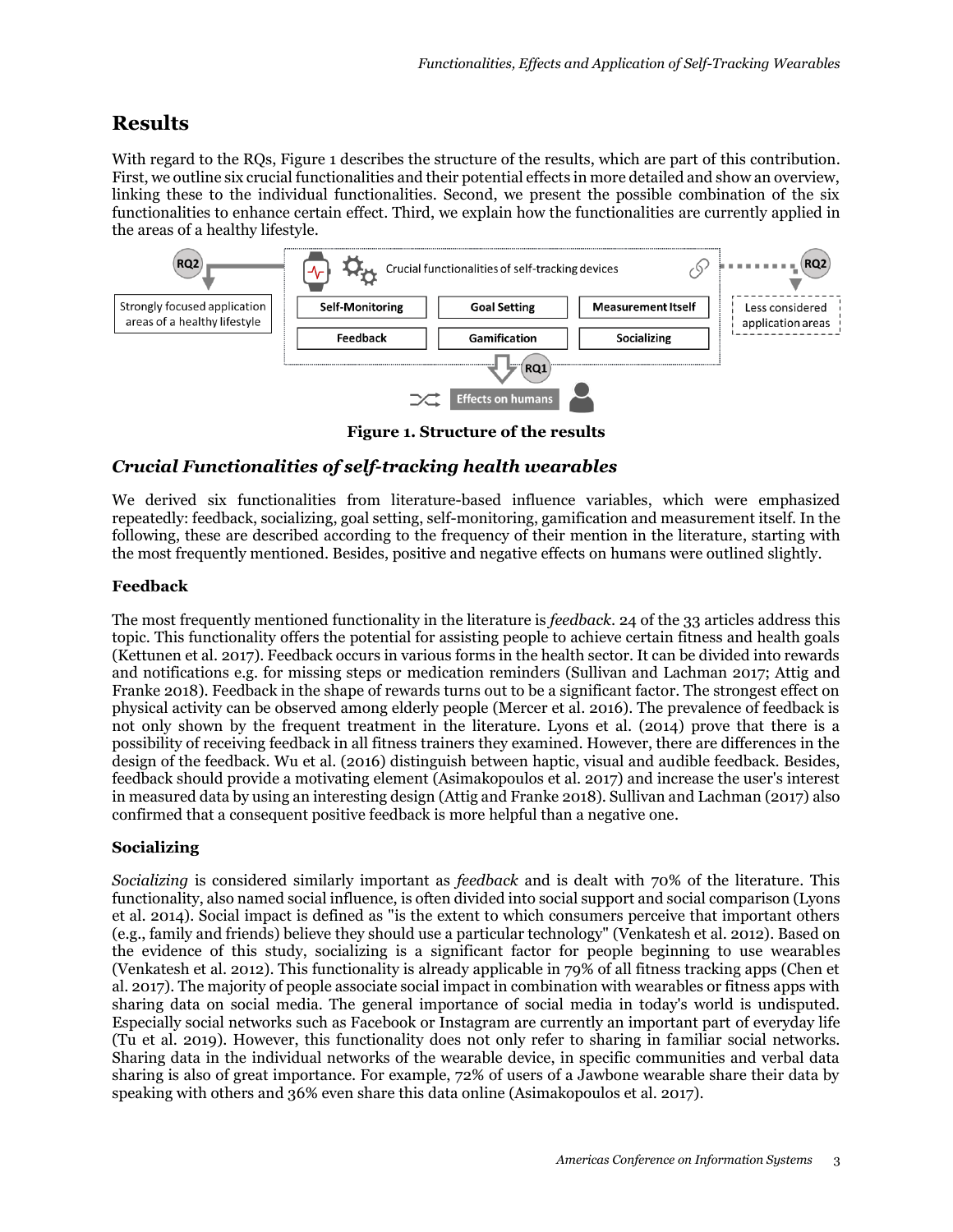# Results

With regard to the RQs, Figure 1 describes the structure of the results, which are part of this contribution. First, we outline six crucial functionalities and their potential effects in more detailed and show an overview, linking these to the individual functionalities. Second, we present the possible combination of the six functionalities to enhance certain effect. Third, we explain how the functionalities are currently applied in the areas of a healthy lifestyle.

**Figure 1. Structure of the results**

## *Crucial Functionalities of self-tracking health wearables*

We derived six functionalities from literature-based influence variables, which were emphasized repeatedly: feedback, socializing, goal setting, self-monitoring, gamification and measurement itself. In the following, these are described according to the frequency of their mention in the literature, starting with the most frequently mentioned. Besides, positive and negative effects on humans were outlined slightly.

### Feedback

The most frequently mentioned functionality in the literature is *feedback*. 24 of the 33 articles address this topic. This functionality offers the potential for assisting people to achieve certain fitness and health goals (Kettunen et al. 2017). Feedback occurs in various forms in the health sector. It can be divided into rewards and notifications e.g. for missing steps or medication reminders (Sullivan and Lachman 2017; Attig and Franke 2018). Feedback in the shape of rewards turns out to be a significant factor. The strongest effect on physical activity can be observed among elderly people (Mercer et al. 2016). The prevalence of feedback is not only shown by the frequent treatment in the literature. Lyons et al. (2014) prove that there is a possibility of receiving feedback in all fitness trainers they examined. However, there are differences in the design of the feedback. Wu et al. (2016) distinguish between haptic, visual and audible feedback. Besides, feedback should provide a motivating element (Asimakopoulos et al. 2017) and increase the user's interest in measured data by using an interesting design (Attig and Franke 2018). Sullivan and Lachman (2017) also confirmed that a consequent positive feedback is more helpful than a negative one.

### Socializing

*Socializing* is considered similarly important as *feedback* and is dealt with 70% of the literature. This functionality, also named social influence, is often divided into social support and social comparison (Lyons et al. 2014). Social impact is defined as "is the extent to which consumers perceive that important others (e.g., family and friends) believe they should use a particular technology" (Venkatesh et al. 2012). Based on the evidence of this study, socializing is a significant factor for people beginning to use wearables (Venkatesh et al. 2012). This functionality is already applicable in 79% of all fitness tracking apps (Chen et al. 2017). The majority of people associate social impact in combination with wearables or fitness apps with sharing data on social media. The general importance of social media in today's world is undisputed. Especially social networks such as Facebook or Instagram are currently an important part of everyday life (Tu et al. 2019). However, this functionality does not only refer to sharing in familiar social networks. Sharing data in the individual networks of the wearable device, in specific communities and verbal data sharing is also of great importance. For example, 72% of users of a Jawbone wearable share their data by speaking with others and 36% even share this data online (Asimakopoulos et al. 2017).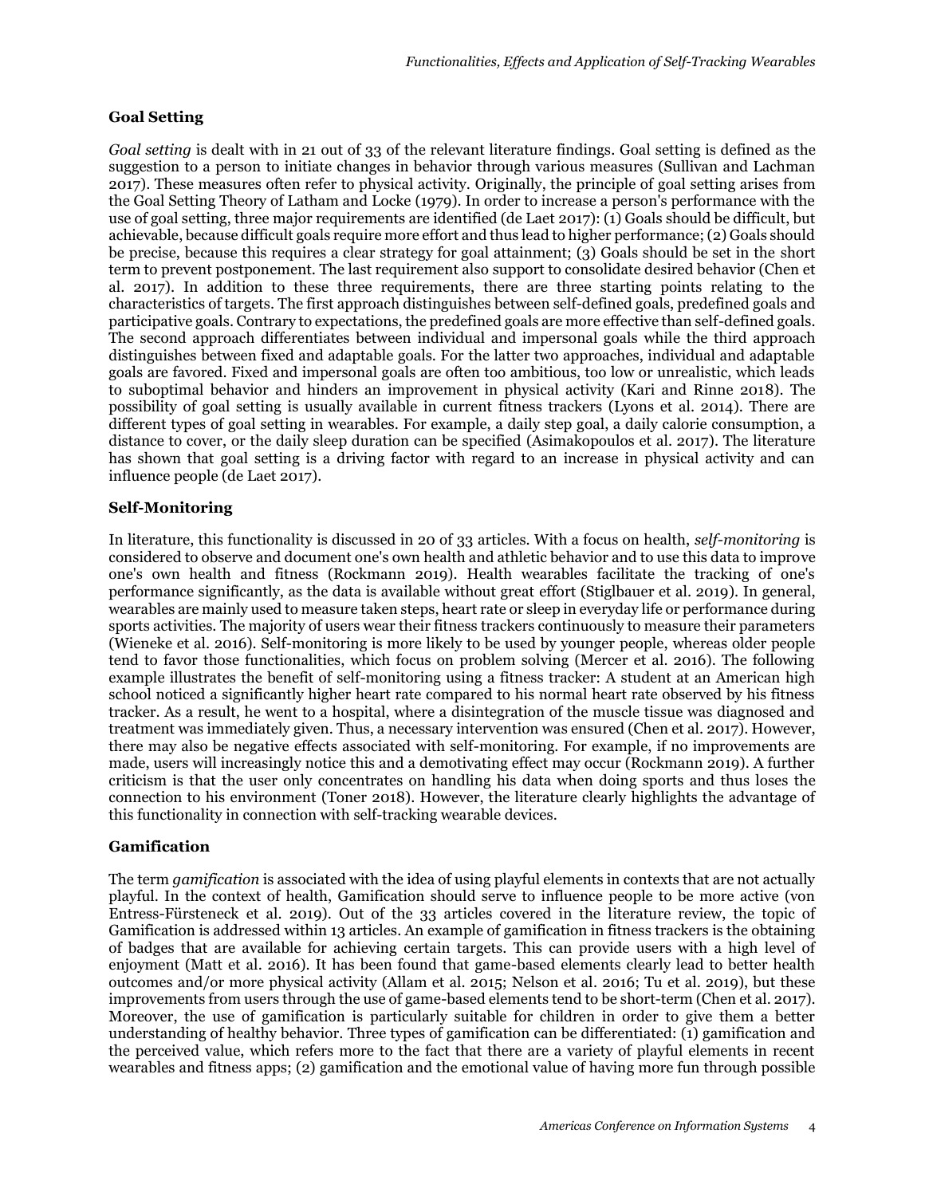### Goal Setting

*Goal setting* is dealt with in 21 out of 33 of the relevant literature findings. Goal setting is defined as the suggestion to a person to initiate changes in behavior through various measures (Sullivan and Lachman 2017). These measures often refer to physical activity. Originally, the principle of goal setting arises from the Goal Setting Theory of Latham and Locke (1979). In order to increase a person's performance with the use of goal setting, three major requirements are identified (de Laet 2017): (1) Goals should be difficult, but achievable, because difficult goals require more effort and thus lead to higher performance; (2) Goals should be precise, because this requires a clear strategy for goal attainment; (3) Goals should be set in the short term to prevent postponement. The last requirement also support to consolidate desired behavior (Chen et al. 2017). In addition to these three requirements, there are three starting points relating to the characteristics of targets. The first approach distinguishes between self-defined goals, predefined goals and participative goals. Contrary to expectations, the predefined goals are more effective than self-defined goals. The second approach differentiates between individual and impersonal goals while the third approach distinguishes between fixed and adaptable goals. For the latter two approaches, individual and adaptable goals are favored. Fixed and impersonal goals are often too ambitious, too low or unrealistic, which leads to suboptimal behavior and hinders an improvement in physical activity (Kari and Rinne 2018). The possibility of goal setting is usually available in current fitness trackers (Lyons et al. 2014). There are different types of goal setting in wearables. For example, a daily step goal, a daily calorie consumption, a distance to cover, or the daily sleep duration can be specified (Asimakopoulos et al. 2017). The literature has shown that goal setting is a driving factor with regard to an increase in physical activity and can influence people (de Laet 2017).

### Self-Monitoring

In literature, this functionality is discussed in 20 of 33 articles. With a focus on health, *self-monitoring* is considered to observe and document one's own health and athletic behavior and to use this data to improve one's own health and fitness (Rockmann 2019). Health wearables facilitate the tracking of one's performance significantly, as the data is available without great effort (Stiglbauer et al. 2019). In general, wearables are mainly used to measure taken steps, heart rate or sleep in everyday life or performance during sports activities. The majority of users wear their fitness trackers continuously to measure their parameters (Wieneke et al. 2016). Self-monitoring is more likely to be used by younger people, whereas older people tend to favor those functionalities, which focus on problem solving (Mercer et al. 2016). The following example illustrates the benefit of self-monitoring using a fitness tracker: A student at an American high school noticed a significantly higher heart rate compared to his normal heart rate observed by his fitness tracker. As a result, he went to a hospital, where a disintegration of the muscle tissue was diagnosed and treatment was immediately given. Thus, a necessary intervention was ensured (Chen et al. 2017). However, there may also be negative effects associated with self-monitoring. For example, if no improvements are made, users will increasingly notice this and a demotivating effect may occur (Rockmann 2019). A further criticism is that the user only concentrates on handling his data when doing sports and thus loses the connection to his environment (Toner 2018). However, the literature clearly highlights the advantage of this functionality in connection with self-tracking wearable devices.

### Gamification

The term *gamification* is associated with the idea of using playful elements in contexts that are not actually playful. In the context of health, Gamification should serve to influence people to be more active (von Entress-Fürsteneck et al. 2019). Out of the 33 articles covered in the literature review, the topic of Gamification is addressed within 13 articles. An example of gamification in fitness trackers is the obtaining of badges that are available for achieving certain targets. This can provide users with a high level of enjoyment (Matt et al. 2016). It has been found that game-based elements clearly lead to better health outcomes and/or more physical activity (Allam et al. 2015; Nelson et al. 2016; Tu et al. 2019), but these improvements from users through the use of game-based elements tend to be short-term (Chen et al. 2017). Moreover, the use of gamification is particularly suitable for children in order to give them a better understanding of healthy behavior. Three types of gamification can be differentiated: (1) gamification and the perceived value, which refers more to the fact that there are a variety of playful elements in recent wearables and fitness apps; (2) gamification and the emotional value of having more fun through possible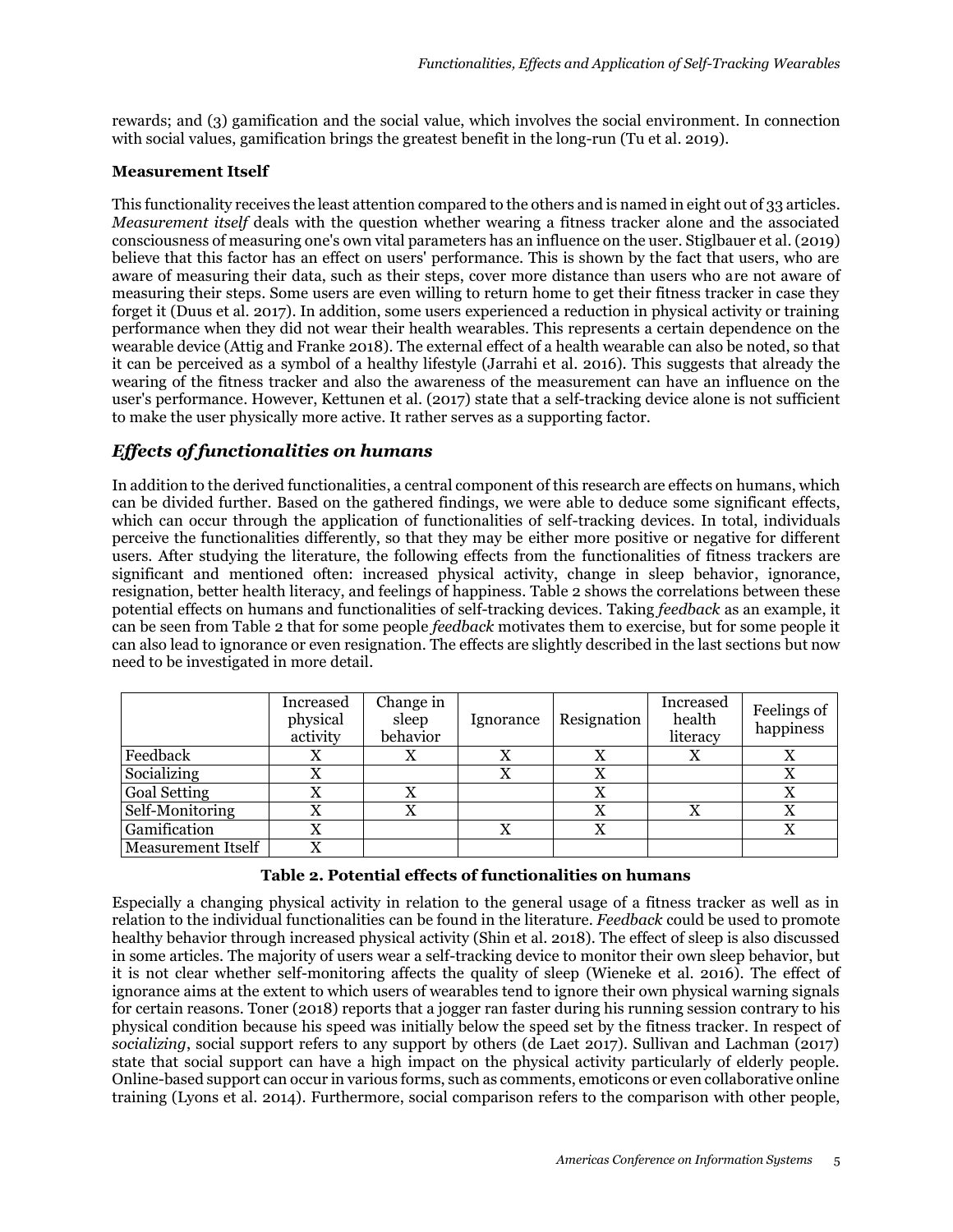rewards; and (3) gamification and the social value, which involves the social environment. In connection with social values, gamification brings the greatest benefit in the long-run (Tu et al. 2019).

**Measurement Itself**

This functionality receives the least attention compared to the others and is named in eight out of 33 articles. *Measurement itself* deals with the question whether wearing a fitness tracker alone and the associated consciousness of measuring one's own vital parameters has an influence on the user. Stiglbauer et al. (2019) believe that this factor has an effect on users' performance. This is shown by the fact that users, who are aware of measuring their data, such as their steps, cover more distance than users who are not aware of measuring their steps. Some users are even willing to return home to get their fitness tracker in case they forget it (Duus et al. 2017). In addition, some users experienced a reduction in physical activity or training performance when they did not wear their health wearables. This represents a certain dependence on the wearable device (Attig and Franke 2018). The external effect of a health wearable can also be noted, so that it can be perceived as a symbol of a healthy lifestyle (Jarrahi et al. 2016). This suggests that already the wearing of the fitness tracker and also the awareness of the measurement can have an influence on the user's performance. However, Kettunen et al. (2017) state that a self-tracking device alone is not sufficient to make the user physically more active. It rather serves as a supporting factor.

## *Effects of functionalities on humans*

In addition to the derived functionalities, a central component of this research are effects on humans, which can be divided further. Based on the gathered findings, we were able to deduce some significant effects, which can occur through the application of functionalities of self-tracking devices. In total, individuals perceive the functionalities differently, so that they may be either more positive or negative for different users. After studying the literature, the following effects from the functionalities of fitness trackers are significant and mentioned often: increased physical activity, change in sleep behavior, ignorance, resignation, better health literacy, and feelings of happiness. Table 2 shows the correlations between these potential effects on humans and functionalities of self-tracking devices. Taking *feedback* as an example, it can be seen from Table 2 that for some people *feedback* motivates them to exercise, but for some people it can also lead to ignorance or even resignation. The effects are slightly described in the last sections but now need to be investigated in more detail.

| | Increased physical activity | Change in sleep behavior | Ignorance | Resignation | Increased health literacy | Feelings of happiness |
|---|---|---|---|---|---|---|
| Feedback | X | X | X | X | X | X |
| Socializing | X | | X | X | | X |
| Goal Setting | X | X | | X | | X |
| Self-Monitoring | X | X | | X | X | X |
| Gamification | X | | X | X | | X |
| Measurement Itself | X | | | | | |

**Table 2. Potential effects of functionalities on humans**

Especially a changing physical activity in relation to the general usage of a fitness tracker as well as in relation to the individual functionalities can be found in the literature. *Feedback* could be used to promote healthy behavior through increased physical activity (Shin et al. 2018). The effect of sleep is also discussed in some articles. The majority of users wear a self-tracking device to monitor their own sleep behavior, but it is not clear whether self-monitoring affects the quality of sleep (Wieneke et al. 2016). The effect of ignorance aims at the extent to which users of wearables tend to ignore their own physical warning signals for certain reasons. Toner (2018) reports that a jogger ran faster during his running session contrary to his physical condition because his speed was initially below the speed set by the fitness tracker. In respect of *socializing*, social support refers to any support by others (de Laet 2017). Sullivan and Lachman (2017) state that social support can have a high impact on the physical activity particularly of elderly people. Online-based support can occur in various forms, such as comments, emoticons or even collaborative online training (Lyons et al. 2014). Furthermore, social comparison refers to the comparison with other people,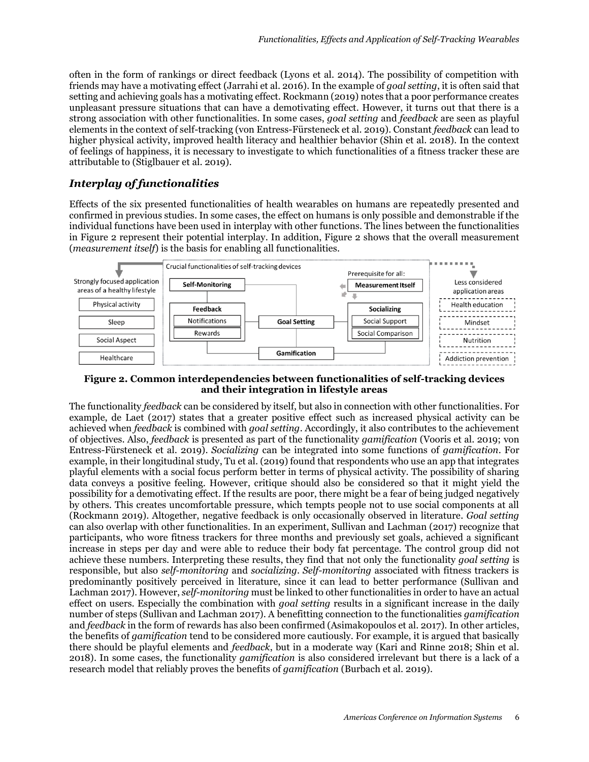often in the form of rankings or direct feedback (Lyons et al. 2014). The possibility of competition with friends may have a motivating effect (Jarrahi et al. 2016). In the example of *goal setting*, it is often said that setting and achieving goals has a motivating effect. Rockmann (2019) notes that a poor performance creates unpleasant pressure situations that can have a demotivating effect. However, it turns out that there is a strong association with other functionalities. In some cases, *goal setting* and *feedback* are seen as playful elements in the context of self-tracking (von Entress-Fürsteneck et al. 2019). Constant *feedback* can lead to higher physical activity, improved health literacy and healthier behavior (Shin et al. 2018). In the context of feelings of happiness, it is necessary to investigate to which functionalities of a fitness tracker these are attributable to (Stiglbauer et al. 2019).

## *Interplay of functionalities*

Effects of the six presented functionalities of health wearables on humans are repeatedly presented and confirmed in previous studies. In some cases, the effect on humans is only possible and demonstrable if the individual functions have been used in interplay with other functions. The lines between the functionalities in Figure 2 represent their potential interplay. In addition, Figure 2 shows that the overall measurement (*measurement itself*) is the basis for enabling all functionalities.

**Figure 2. Common interdependencies between functionalities of self-tracking devices and their integration in lifestyle areas**

The functionality *feedback* can be considered by itself, but also in connection with other functionalities. For example, de Laet (2017) states that a greater positive effect such as increased physical activity can be achieved when *feedback* is combined with *goal setting*. Accordingly, it also contributes to the achievement of objectives. Also, *feedback* is presented as part of the functionality *gamification* (Vooris et al. 2019; von Entress-Fürsteneck et al. 2019). *Socializing* can be integrated into some functions of *gamification*. For example, in their longitudinal study, Tu et al. (2019) found that respondents who use an app that integrates playful elements with a social focus perform better in terms of physical activity. The possibility of sharing data conveys a positive feeling. However, critique should also be considered so that it might yield the possibility for a demotivating effect. If the results are poor, there might be a fear of being judged negatively by others. This creates uncomfortable pressure, which tempts people not to use social components at all (Rockmann 2019). Altogether, negative feedback is only occasionally observed in literature. *Goal setting* can also overlap with other functionalities. In an experiment, Sullivan and Lachman (2017) recognize that participants, who wore fitness trackers for three months and previously set goals, achieved a significant increase in steps per day and were able to reduce their body fat percentage. The control group did not achieve these numbers. Interpreting these results, they find that not only the functionality *goal setting* is responsible, but also *self-monitoring* and *socializing*. *Self-monitoring* associated with fitness trackers is predominantly positively perceived in literature, since it can lead to better performance (Sullivan and Lachman 2017). However, *self-monitoring* must be linked to other functionalities in order to have an actual effect on users. Especially the combination with *goal setting* results in a significant increase in the daily number of steps (Sullivan and Lachman 2017). A benefitting connection to the functionalities *gamification* and *feedback* in the form of rewards has also been confirmed (Asimakopoulos et al. 2017). In other articles, the benefits of *gamification* tend to be considered more cautiously. For example, it is argued that basically there should be playful elements and *feedback*, but in a moderate way (Kari and Rinne 2018; Shin et al. 2018). In some cases, the functionality *gamification* is also considered irrelevant but there is a lack of a research model that reliably proves the benefits of *gamification* (Burbach et al. 2019).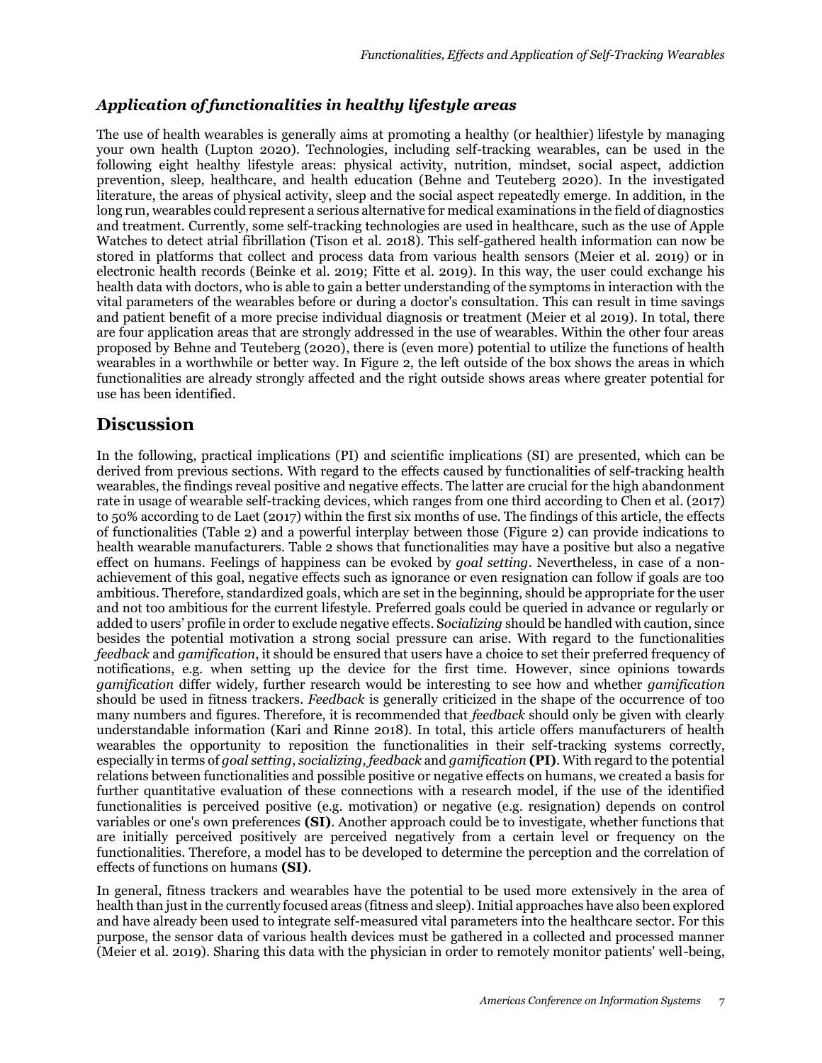### *Application of functionalities in healthy lifestyle areas*

The use of health wearables is generally aims at promoting a healthy (or healthier) lifestyle by managing your own health (Lupton 2020). Technologies, including self-tracking wearables, can be used in the following eight healthy lifestyle areas: physical activity, nutrition, mindset, social aspect, addiction prevention, sleep, healthcare, and health education (Behne and Teuteberg 2020). In the investigated literature, the areas of physical activity, sleep and the social aspect repeatedly emerge. In addition, in the long run, wearables could represent a serious alternative for medical examinations in the field of diagnostics and treatment. Currently, some self-tracking technologies are used in healthcare, such as the use of Apple Watches to detect atrial fibrillation (Tison et al. 2018). This self-gathered health information can now be stored in platforms that collect and process data from various health sensors (Meier et al. 2019) or in electronic health records (Beinke et al. 2019; Fitte et al. 2019). In this way, the user could exchange his health data with doctors, who is able to gain a better understanding of the symptoms in interaction with the vital parameters of the wearables before or during a doctor's consultation. This can result in time savings and patient benefit of a more precise individual diagnosis or treatment (Meier et al 2019). In total, there are four application areas that are strongly addressed in the use of wearables. Within the other four areas proposed by Behne and Teuteberg (2020), there is (even more) potential to utilize the functions of health wearables in a worthwhile or better way. In Figure 2, the left outside of the box shows the areas in which functionalities are already strongly affected and the right outside shows areas where greater potential for use has been identified.

## Discussion

In the following, practical implications (PI) and scientific implications (SI) are presented, which can be derived from previous sections. With regard to the effects caused by functionalities of self-tracking health wearables, the findings reveal positive and negative effects. The latter are crucial for the high abandonment rate in usage of wearable self-tracking devices, which ranges from one third according to Chen et al. (2017) to 50% according to de Laet (2017) within the first six months of use. The findings of this article, the effects of functionalities (Table 2) and a powerful interplay between those (Figure 2) can provide indications to health wearable manufacturers. Table 2 shows that functionalities may have a positive but also a negative effect on humans. Feelings of happiness can be evoked by *goal setting*. Nevertheless, in case of a non-achievement of this goal, negative effects such as ignorance or even resignation can follow if goals are too ambitious. Therefore, standardized goals, which are set in the beginning, should be appropriate for the user and not too ambitious for the current lifestyle. Preferred goals could be queried in advance or regularly or added to users' profile in order to exclude negative effects. S*ocializing* should be handled with caution, since besides the potential motivation a strong social pressure can arise. With regard to the functionalities *feedback* and *gamification*, it should be ensured that users have a choice to set their preferred frequency of notifications, e.g. when setting up the device for the first time. However, since opinions towards *gamification* differ widely, further research would be interesting to see how and whether *gamification* should be used in fitness trackers. *Feedback* is generally criticized in the shape of the occurrence of too many numbers and figures. Therefore, it is recommended that *feedback* should only be given with clearly understandable information (Kari and Rinne 2018). In total, this article offers manufacturers of health wearables the opportunity to reposition the functionalities in their self-tracking systems correctly, especially in terms of *goal setting*, *socializing*, *feedback* and *gamification* **(PI)**. With regard to the potential relations between functionalities and possible positive or negative effects on humans, we created a basis for further quantitative evaluation of these connections with a research model, if the use of the identified functionalities is perceived positive (e.g. motivation) or negative (e.g. resignation) depends on control variables or one's own preferences **(SI)**. Another approach could be to investigate, whether functions that are initially perceived positively are perceived negatively from a certain level or frequency on the functionalities. Therefore, a model has to be developed to determine the perception and the correlation of effects of functions on humans **(SI)**.

In general, fitness trackers and wearables have the potential to be used more extensively in the area of health than just in the currently focused areas (fitness and sleep). Initial approaches have also been explored and have already been used to integrate self-measured vital parameters into the healthcare sector. For this purpose, the sensor data of various health devices must be gathered in a collected and processed manner (Meier et al. 2019). Sharing this data with the physician in order to remotely monitor patients' well-being,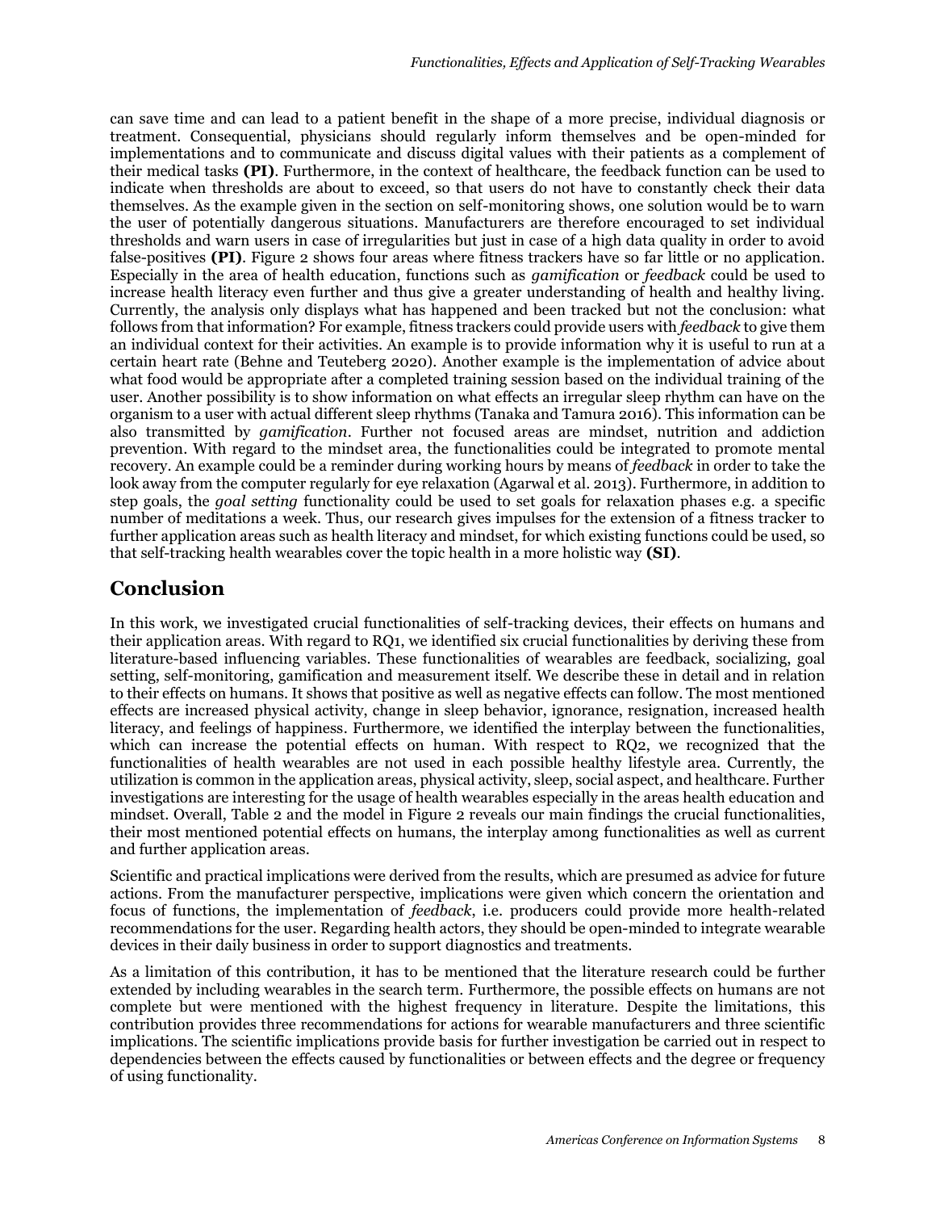can save time and can lead to a patient benefit in the shape of a more precise, individual diagnosis or treatment. Consequential, physicians should regularly inform themselves and be open-minded for implementations and to communicate and discuss digital values with their patients as a complement of their medical tasks **(PI)**. Furthermore, in the context of healthcare, the feedback function can be used to indicate when thresholds are about to exceed, so that users do not have to constantly check their data themselves. As the example given in the section on self-monitoring shows, one solution would be to warn the user of potentially dangerous situations. Manufacturers are therefore encouraged to set individual thresholds and warn users in case of irregularities but just in case of a high data quality in order to avoid false-positives **(PI)**. Figure 2 shows four areas where fitness trackers have so far little or no application. Especially in the area of health education, functions such as *gamification* or *feedback* could be used to increase health literacy even further and thus give a greater understanding of health and healthy living. Currently, the analysis only displays what has happened and been tracked but not the conclusion: what follows from that information? For example, fitness trackers could provide users with *feedback* to give them an individual context for their activities. An example is to provide information why it is useful to run at a certain heart rate (Behne and Teuteberg 2020). Another example is the implementation of advice about what food would be appropriate after a completed training session based on the individual training of the user. Another possibility is to show information on what effects an irregular sleep rhythm can have on the organism to a user with actual different sleep rhythms (Tanaka and Tamura 2016). This information can be also transmitted by *gamification*. Further not focused areas are mindset, nutrition and addiction prevention. With regard to the mindset area, the functionalities could be integrated to promote mental recovery. An example could be a reminder during working hours by means of *feedback* in order to take the look away from the computer regularly for eye relaxation (Agarwal et al. 2013). Furthermore, in addition to step goals, the *goal setting* functionality could be used to set goals for relaxation phases e.g. a specific number of meditations a week. Thus, our research gives impulses for the extension of a fitness tracker to further application areas such as health literacy and mindset, for which existing functions could be used, so that self-tracking health wearables cover the topic health in a more holistic way **(SI)**.

## Conclusion

In this work, we investigated crucial functionalities of self-tracking devices, their effects on humans and their application areas. With regard to RQ1, we identified six crucial functionalities by deriving these from literature-based influencing variables. These functionalities of wearables are feedback, socializing, goal setting, self-monitoring, gamification and measurement itself. We describe these in detail and in relation to their effects on humans. It shows that positive as well as negative effects can follow. The most mentioned effects are increased physical activity, change in sleep behavior, ignorance, resignation, increased health literacy, and feelings of happiness. Furthermore, we identified the interplay between the functionalities, which can increase the potential effects on human. With respect to RQ2, we recognized that the functionalities of health wearables are not used in each possible healthy lifestyle area. Currently, the utilization is common in the application areas, physical activity, sleep, social aspect, and healthcare. Further investigations are interesting for the usage of health wearables especially in the areas health education and mindset. Overall, Table 2 and the model in Figure 2 reveals our main findings the crucial functionalities, their most mentioned potential effects on humans, the interplay among functionalities as well as current and further application areas.

Scientific and practical implications were derived from the results, which are presumed as advice for future actions. From the manufacturer perspective, implications were given which concern the orientation and focus of functions, the implementation of *feedback*, i.e. producers could provide more health-related recommendations for the user. Regarding health actors, they should be open-minded to integrate wearable devices in their daily business in order to support diagnostics and treatments.

As a limitation of this contribution, it has to be mentioned that the literature research could be further extended by including wearables in the search term. Furthermore, the possible effects on humans are not complete but were mentioned with the highest frequency in literature. Despite the limitations, this contribution provides three recommendations for actions for wearable manufacturers and three scientific implications. The scientific implications provide basis for further investigation be carried out in respect to dependencies between the effects caused by functionalities or between effects and the degree or frequency of using functionality.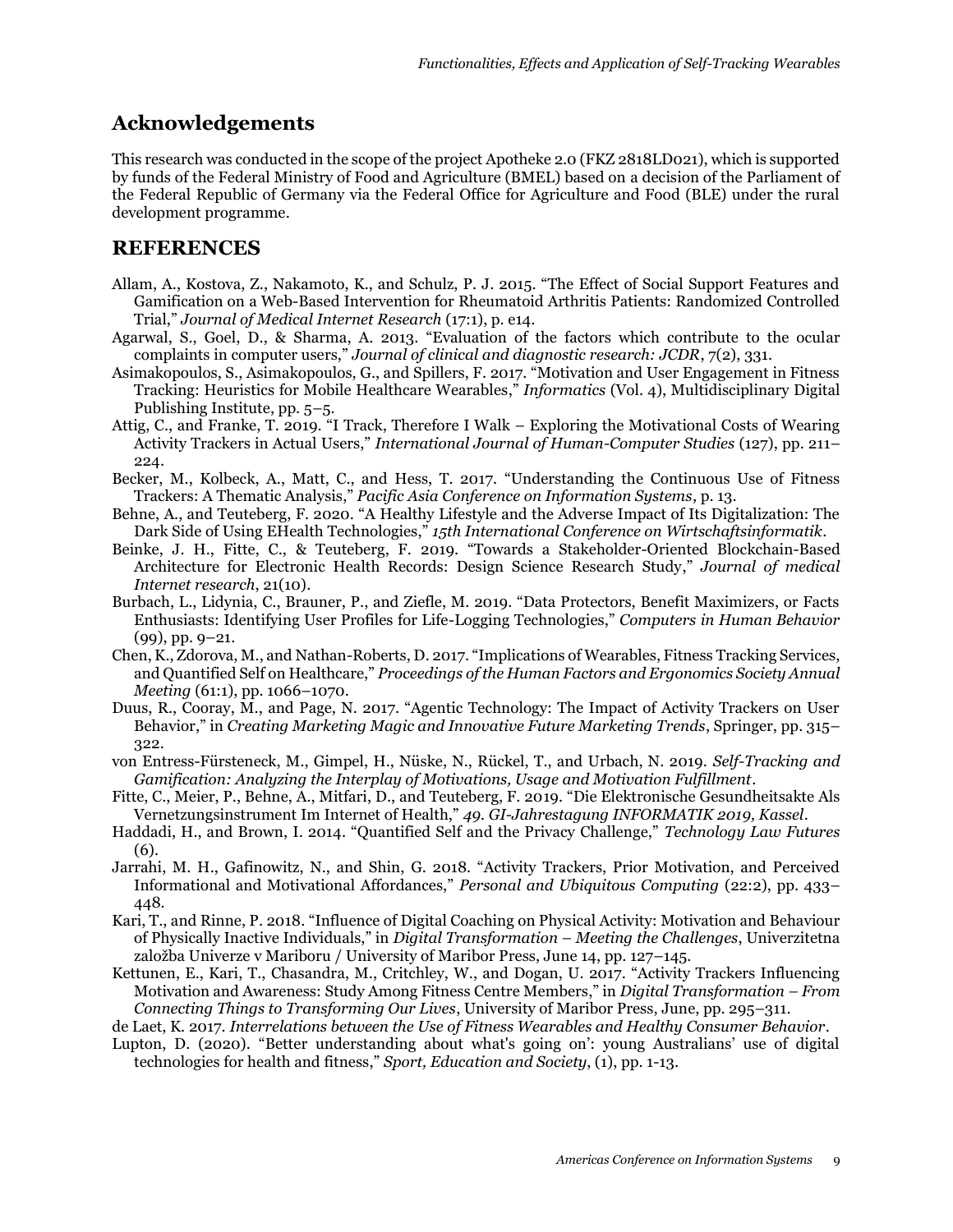## Acknowledgements

This research was conducted in the scope of the project Apotheke 2.0 (FKZ 2818LD021), which is supported by funds of the Federal Ministry of Food and Agriculture (BMEL) based on a decision of the Parliament of the Federal Republic of Germany via the Federal Office for Agriculture and Food (BLE) under the rural development programme.

## REFERENCES

Allam, A., Kostova, Z., Nakamoto, K., and Schulz, P. J. 2015. "The Effect of Social Support Features and Gamification on a Web-Based Intervention for Rheumatoid Arthritis Patients: Randomized Controlled Trial," *Journal of Medical Internet Research* (17:1), p. e14.

Agarwal, S., Goel, D., & Sharma, A. 2013. "Evaluation of the factors which contribute to the ocular complaints in computer users," *Journal of clinical and diagnostic research: JCDR*, 7(2), 331.

Asimakopoulos, S., Asimakopoulos, G., and Spillers, F. 2017. "Motivation and User Engagement in Fitness Tracking: Heuristics for Mobile Healthcare Wearables," *Informatics* (Vol. 4), Multidisciplinary Digital Publishing Institute, pp. 5–5.

Attig, C., and Franke, T. 2019. "I Track, Therefore I Walk – Exploring the Motivational Costs of Wearing Activity Trackers in Actual Users," *International Journal of Human-Computer Studies* (127), pp. 211–224.

Becker, M., Kolbeck, A., Matt, C., and Hess, T. 2017. "Understanding the Continuous Use of Fitness Trackers: A Thematic Analysis," *Pacific Asia Conference on Information Systems*, p. 13.

Behne, A., and Teuteberg, F. 2020. "A Healthy Lifestyle and the Adverse Impact of Its Digitalization: The Dark Side of Using EHealth Technologies," *15th International Conference on Wirtschaftsinformatik*.

Beinke, J. H., Fitte, C., & Teuteberg, F. 2019. "Towards a Stakeholder-Oriented Blockchain-Based Architecture for Electronic Health Records: Design Science Research Study," *Journal of medical Internet research*, 21(10).

Burbach, L., Lidynia, C., Brauner, P., and Ziefle, M. 2019. "Data Protectors, Benefit Maximizers, or Facts Enthusiasts: Identifying User Profiles for Life-Logging Technologies," *Computers in Human Behavior* (99), pp. 9–21.

Chen, K., Zdorova, M., and Nathan-Roberts, D. 2017. "Implications of Wearables, Fitness Tracking Services, and Quantified Self on Healthcare," *Proceedings of the Human Factors and Ergonomics Society Annual Meeting* (61:1), pp. 1066–1070.

Duus, R., Cooray, M., and Page, N. 2017. "Agentic Technology: The Impact of Activity Trackers on User Behavior," in *Creating Marketing Magic and Innovative Future Marketing Trends*, Springer, pp. 315–322.

von Entress-Fürsteneck, M., Gimpel, H., Nüske, N., Rückel, T., and Urbach, N. 2019. *Self-Tracking and Gamification: Analyzing the Interplay of Motivations, Usage and Motivation Fulfillment*.

Fitte, C., Meier, P., Behne, A., Mitfari, D., and Teuteberg, F. 2019. "Die Elektronische Gesundheitsakte Als Vernetzungsinstrument Im Internet of Health," *49. GI-Jahrestagung INFORMATIK 2019, Kassel*.

Haddadi, H., and Brown, I. 2014. "Quantified Self and the Privacy Challenge," *Technology Law Futures* (6).

Jarrahi, M. H., Gafinowitz, N., and Shin, G. 2018. "Activity Trackers, Prior Motivation, and Perceived Informational and Motivational Affordances," *Personal and Ubiquitous Computing* (22:2), pp. 433–448.

Kari, T., and Rinne, P. 2018. "Influence of Digital Coaching on Physical Activity: Motivation and Behaviour of Physically Inactive Individuals," in *Digital Transformation – Meeting the Challenges*, Univerzitetna založba Univerze v Mariboru / University of Maribor Press, June 14, pp. 127–145.

Kettunen, E., Kari, T., Chasandra, M., Critchley, W., and Dogan, U. 2017. "Activity Trackers Influencing Motivation and Awareness: Study Among Fitness Centre Members," in *Digital Transformation – From Connecting Things to Transforming Our Lives*, University of Maribor Press, June, pp. 295–311.

de Laet, K. 2017. *Interrelations between the Use of Fitness Wearables and Healthy Consumer Behavior*.

Lupton, D. (2020). "Better understanding about what's going on': young Australians' use of digital technologies for health and fitness," *Sport, Education and Society*, (1), pp. 1-13.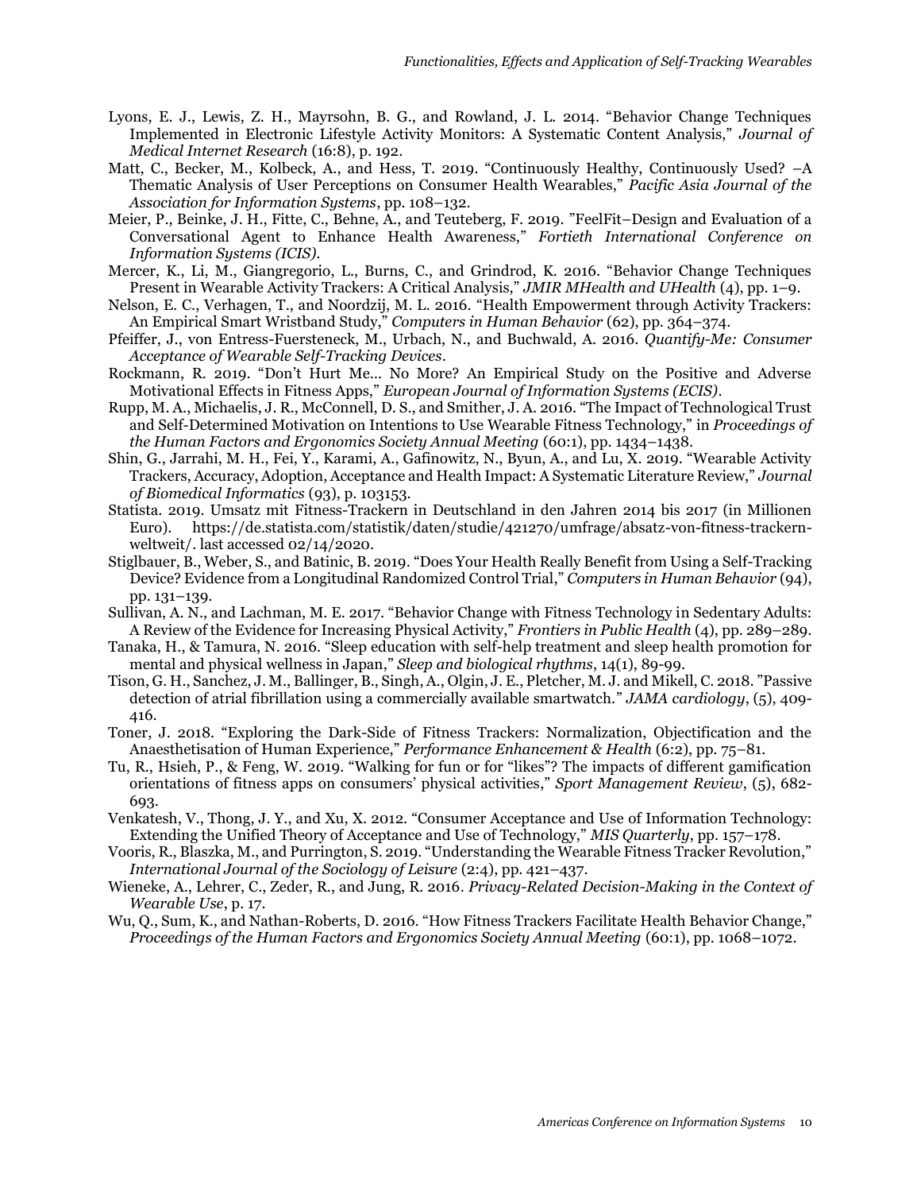Lyons, E. J., Lewis, Z. H., Mayrsohn, B. G., and Rowland, J. L. 2014. "Behavior Change Techniques Implemented in Electronic Lifestyle Activity Monitors: A Systematic Content Analysis," *Journal of Medical Internet Research* (16:8), p. 192.

Matt, C., Becker, M., Kolbeck, A., and Hess, T. 2019. "Continuously Healthy, Continuously Used? –A Thematic Analysis of User Perceptions on Consumer Health Wearables," *Pacific Asia Journal of the Association for Information Systems*, pp. 108–132.

Meier, P., Beinke, J. H., Fitte, C., Behne, A., and Teuteberg, F. 2019. "FeelFit–Design and Evaluation of a Conversational Agent to Enhance Health Awareness," *Fortieth International Conference on Information Systems (ICIS)*.

Mercer, K., Li, M., Giangregorio, L., Burns, C., and Grindrod, K. 2016. "Behavior Change Techniques Present in Wearable Activity Trackers: A Critical Analysis," *JMIR MHealth and UHealth* (4), pp. 1–9.

Nelson, E. C., Verhagen, T., and Noordzij, M. L. 2016. "Health Empowerment through Activity Trackers: An Empirical Smart Wristband Study," *Computers in Human Behavior* (62), pp. 364–374.

Pfeiffer, J., von Entress-Fuersteneck, M., Urbach, N., and Buchwald, A. 2016. *Quantify-Me: Consumer Acceptance of Wearable Self-Tracking Devices*.

Rockmann, R. 2019. "Don't Hurt Me… No More? An Empirical Study on the Positive and Adverse Motivational Effects in Fitness Apps," *European Journal of Information Systems (ECIS)*.

Rupp, M. A., Michaelis, J. R., McConnell, D. S., and Smither, J. A. 2016. "The Impact of Technological Trust and Self-Determined Motivation on Intentions to Use Wearable Fitness Technology," in *Proceedings of the Human Factors and Ergonomics Society Annual Meeting* (60:1), pp. 1434–1438.

Shin, G., Jarrahi, M. H., Fei, Y., Karami, A., Gafinowitz, N., Byun, A., and Lu, X. 2019. "Wearable Activity Trackers, Accuracy, Adoption, Acceptance and Health Impact: A Systematic Literature Review," *Journal of Biomedical Informatics* (93), p. 103153.

Statista. 2019. Umsatz mit Fitness-Trackern in Deutschland in den Jahren 2014 bis 2017 (in Millionen Euro). https://de.statista.com/statistik/daten/studie/421270/umfrage/absatz-von-fitness-trackern-weltweit/. last accessed 02/14/2020.

Stiglbauer, B., Weber, S., and Batinic, B. 2019. "Does Your Health Really Benefit from Using a Self-Tracking Device? Evidence from a Longitudinal Randomized Control Trial," *Computers in Human Behavior* (94), pp. 131–139.

Sullivan, A. N., and Lachman, M. E. 2017. "Behavior Change with Fitness Technology in Sedentary Adults: A Review of the Evidence for Increasing Physical Activity," *Frontiers in Public Health* (4), pp. 289–289.

Tanaka, H., & Tamura, N. 2016. "Sleep education with self-help treatment and sleep health promotion for mental and physical wellness in Japan," *Sleep and biological rhythms*, 14(1), 89-99.

Tison, G. H., Sanchez, J. M., Ballinger, B., Singh, A., Olgin, J. E., Pletcher, M. J. and Mikell, C. 2018. "Passive detection of atrial fibrillation using a commercially available smartwatch." *JAMA cardiology*, (5), 409-416.

Toner, J. 2018. "Exploring the Dark-Side of Fitness Trackers: Normalization, Objectification and the Anaesthetisation of Human Experience," *Performance Enhancement & Health* (6:2), pp. 75–81.

Tu, R., Hsieh, P., & Feng, W. 2019. "Walking for fun or for "likes"? The impacts of different gamification orientations of fitness apps on consumers' physical activities," *Sport Management Review*, (5), 682-693.

Venkatesh, V., Thong, J. Y., and Xu, X. 2012. "Consumer Acceptance and Use of Information Technology: Extending the Unified Theory of Acceptance and Use of Technology," *MIS Quarterly*, pp. 157–178.

Vooris, R., Blaszka, M., and Purrington, S. 2019. "Understanding the Wearable Fitness Tracker Revolution," *International Journal of the Sociology of Leisure* (2:4), pp. 421–437.

Wieneke, A., Lehrer, C., Zeder, R., and Jung, R. 2016. *Privacy-Related Decision-Making in the Context of Wearable Use*, p. 17.

Wu, Q., Sum, K., and Nathan-Roberts, D. 2016. "How Fitness Trackers Facilitate Health Behavior Change," *Proceedings of the Human Factors and Ergonomics Society Annual Meeting* (60:1), pp. 1068–1072.